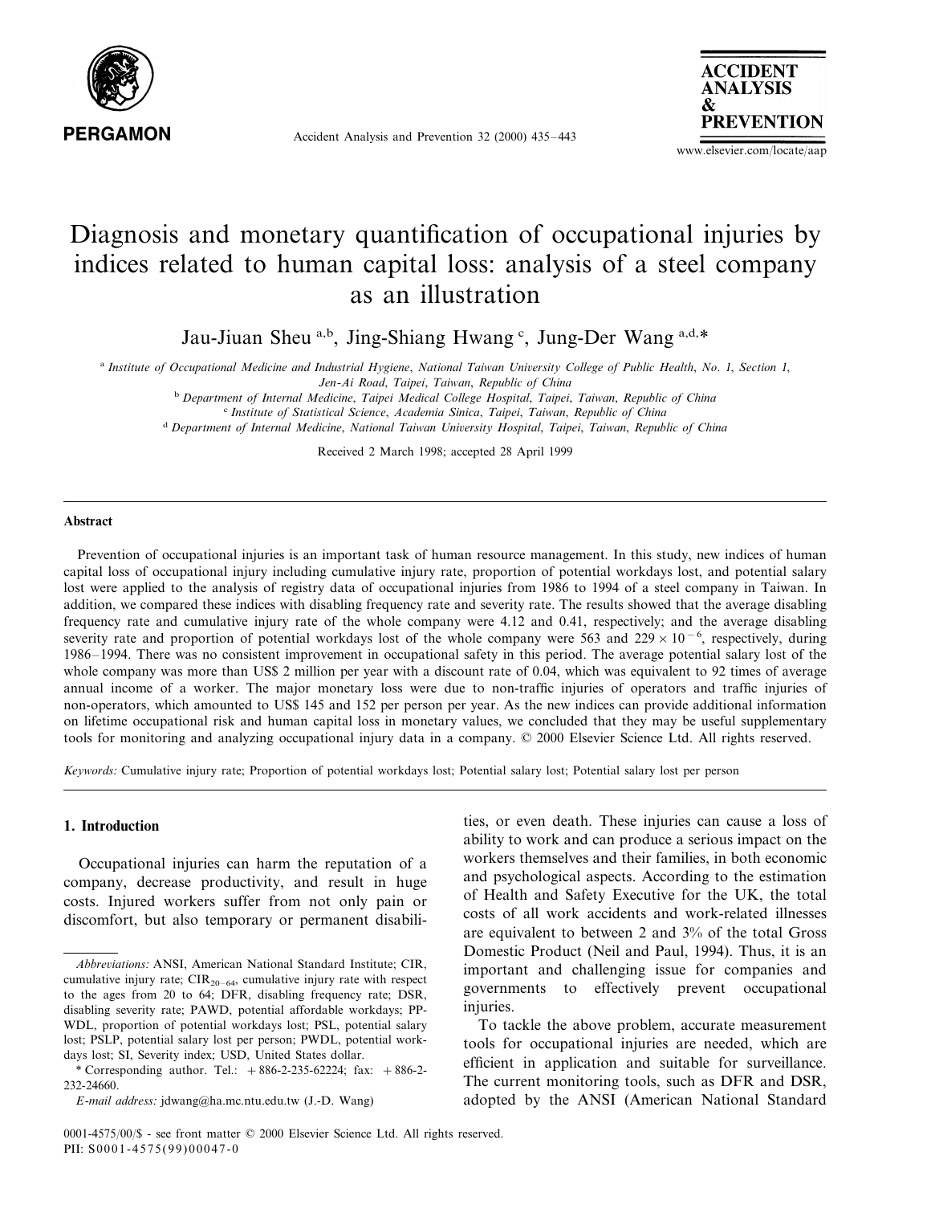# Diagnosis and monetary quantification of occupational injuries by indices related to human capital loss: analysis of a steel company as an illustration

Jau-Jiuan Sheu [a,b], Jing-Shiang Hwang [c], Jung-Der Wang [a,d,*]

[a] *Institute of Occupational Medicine and Industrial Hygiene, National Taiwan University College of Public Health, No. 1, Section 1, Jen-Ai Road, Taipei, Taiwan, Republic of China*

[b] *Department of Internal Medicine, Taipei Medical College Hospital, Taipei, Taiwan, Republic of China*

[c] *Institute of Statistical Science, Academia Sinica, Taipei, Taiwan, Republic of China*

[d] *Department of Internal Medicine, National Taiwan University Hospital, Taipei, Taiwan, Republic of China*

Received 2 March 1998; accepted 28 April 1999

## Abstract

Prevention of occupational injuries is an important task of human resource management. In this study, new indices of human capital loss of occupational injury including cumulative injury rate, proportion of potential workdays lost, and potential salary lost were applied to the analysis of registry data of occupational injuries from 1986 to 1994 of a steel company in Taiwan. In addition, we compared these indices with disabling frequency rate and severity rate. The results showed that the average disabling frequency rate and cumulative injury rate of the whole company were 4.12 and 0.41, respectively; and the average disabling severity rate and proportion of potential workdays lost of the whole company were 563 and $229 \times 10^{-6}$, respectively, during 1986–1994. There was no consistent improvement in occupational safety in this period. The average potential salary lost of the whole company was more than US$ 2 million per year with a discount rate of 0.04, which was equivalent to 92 times of average annual income of a worker. The major monetary loss were due to non-traffic injuries of operators and traffic injuries of non-operators, which amounted to US$ 145 and 152 per person per year. As the new indices can provide additional information on lifetime occupational risk and human capital loss in monetary values, we concluded that they may be useful supplementary tools for monitoring and analyzing occupational injury data in a company. © 2000 Elsevier Science Ltd. All rights reserved.

*Keywords:* Cumulative injury rate; Proportion of potential workdays lost; Potential salary lost; Potential salary lost per person

## 1. Introduction

Occupational injuries can harm the reputation of a company, decrease productivity, and result in huge costs. Injured workers suffer from not only pain or discomfort, but also temporary or permanent disabilities, or even death. These injuries can cause a loss of ability to work and can produce a serious impact on the workers themselves and their families, in both economic and psychological aspects. According to the estimation of Health and Safety Executive for the UK, the total costs of all work accidents and work-related illnesses are equivalent to between 2 and 3% of the total Gross Domestic Product (Neil and Paul, 1994). Thus, it is an important and challenging issue for companies and governments to effectively prevent occupational injuries.

To tackle the above problem, accurate measurement tools for occupational injuries are needed, which are efficient in application and suitable for surveillance. The current monitoring tools, such as DFR and DSR, adopted by the ANSI (American National Standard

---

*Abbreviations:* ANSI, American National Standard Institute; CIR, cumulative injury rate; $CIR_{20-64}$, cumulative injury rate with respect to the ages from 20 to 64; DFR, disabling frequency rate; DSR, disabling severity rate; PAWD, potential affordable workdays; PP-WDL, proportion of potential workdays lost; PSL, potential salary lost; PSLP, potential salary lost per person; PWDL, potential workdays lost; SI, Severity index; USD, United States dollar.

\* Corresponding author. Tel.: +886-2-235-62224; fax: +886-2-232-24660.

*E-mail address:* jdwang@ha.mc.ntu.edu.tw (J.-D. Wang)

0001-4575/00/$ - see front matter © 2000 Elsevier Science Ltd. All rights reserved.
PII: S0001-4575(99)00047-0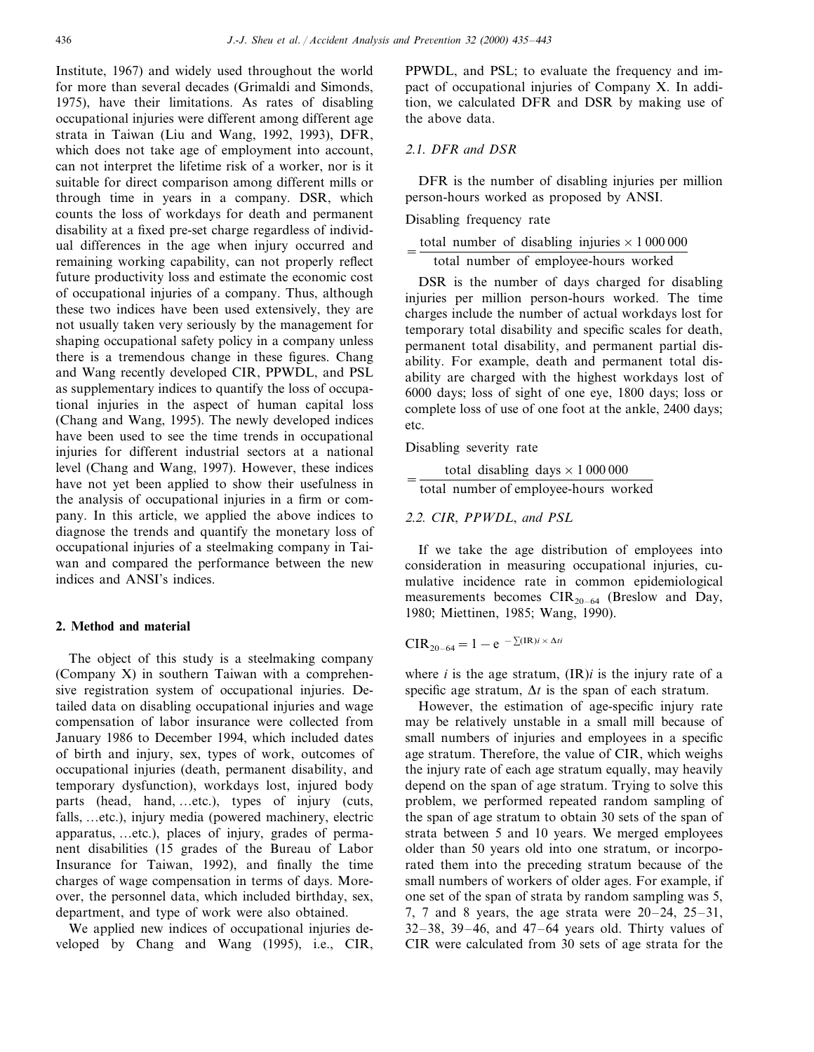Institute, 1967) and widely used throughout the world for more than several decades (Grimaldi and Simonds, 1975), have their limitations. As rates of disabling occupational injuries were different among different age strata in Taiwan (Liu and Wang, 1992, 1993), DFR, which does not take age of employment into account, can not interpret the lifetime risk of a worker, nor is it suitable for direct comparison among different mills or through time in years in a company. DSR, which counts the loss of workdays for death and permanent disability at a fixed pre-set charge regardless of individual differences in the age when injury occurred and remaining working capability, can not properly reflect future productivity loss and estimate the economic cost of occupational injuries of a company. Thus, although these two indices have been used extensively, they are not usually taken very seriously by the management for shaping occupational safety policy in a company unless there is a tremendous change in these figures. Chang and Wang recently developed CIR, PPWDL, and PSL as supplementary indices to quantify the loss of occupational injuries in the aspect of human capital loss (Chang and Wang, 1995). The newly developed indices have been used to see the time trends in occupational injuries for different industrial sectors at a national level (Chang and Wang, 1997). However, these indices have not yet been applied to show their usefulness in the analysis of occupational injuries in a firm or company. In this article, we applied the above indices to diagnose the trends and quantify the monetary loss of occupational injuries of a steelmaking company in Taiwan and compared the performance between the new indices and ANSI's indices.

## 2. Method and material

The object of this study is a steelmaking company (Company X) in southern Taiwan with a comprehensive registration system of occupational injuries. Detailed data on disabling occupational injuries and wage compensation of labor insurance were collected from January 1986 to December 1994, which included dates of birth and injury, sex, types of work, outcomes of occupational injuries (death, permanent disability, and temporary dysfunction), workdays lost, injured body parts (head, hand, ...etc.), types of injury (cuts, falls, ...etc.), injury media (powered machinery, electric apparatus, ...etc.), places of injury, grades of permanent disabilities (15 grades of the Bureau of Labor Insurance for Taiwan, 1992), and finally the time charges of wage compensation in terms of days. Moreover, the personnel data, which included birthday, sex, department, and type of work were also obtained.

We applied new indices of occupational injuries developed by Chang and Wang (1995), i.e., CIR, PPWDL, and PSL; to evaluate the frequency and impact of occupational injuries of Company X. In addition, we calculated DFR and DSR by making use of the above data.

### 2.1. DFR and DSR

DFR is the number of disabling injuries per million person-hours worked as proposed by ANSI.

Disabling frequency rate

$$= \frac{\text{total number of disabling injuries} \times 1\,000\,000}{\text{total number of employee-hours worked}}$$

DSR is the number of days charged for disabling injuries per million person-hours worked. The time charges include the number of actual workdays lost for temporary total disability and specific scales for death, permanent total disability, and permanent partial disability. For example, death and permanent total disability are charged with the highest workdays lost of 6000 days; loss of sight of one eye, 1800 days; loss or complete loss of use of one foot at the ankle, 2400 days; etc.

Disabling severity rate

$$= \frac{\text{total disabling days} \times 1\,000\,000}{\text{total number of employee-hours worked}}$$

### 2.2. CIR, PPWDL, and PSL

If we take the age distribution of employees into consideration in measuring occupational injuries, cumulative incidence rate in common epidemiological measurements becomes $\text{CIR}_{20-64}$ (Breslow and Day, 1980; Miettinen, 1985; Wang, 1990).

$$\text{CIR}_{20-64} = 1 - e^{-\sum(\text{IR})i \times \Delta ti}$$

where $i$ is the age stratum, $(\text{IR})i$ is the injury rate of a specific age stratum, $\Delta t$ is the span of each stratum.

However, the estimation of age-specific injury rate may be relatively unstable in a small mill because of small numbers of injuries and employees in a specific age stratum. Therefore, the value of CIR, which weighs the injury rate of each age stratum equally, may heavily depend on the span of age stratum. Trying to solve this problem, we performed repeated random sampling of the span of age stratum to obtain 30 sets of the span of strata between 5 and 10 years. We merged employees older than 50 years old into one stratum, or incorporated them into the preceding stratum because of the small numbers of workers of older ages. For example, if one set of the span of strata by random sampling was 5, 7, 7 and 8 years, the age strata were 20–24, 25–31, 32–38, 39–46, and 47–64 years old. Thirty values of CIR were calculated from 30 sets of age strata for the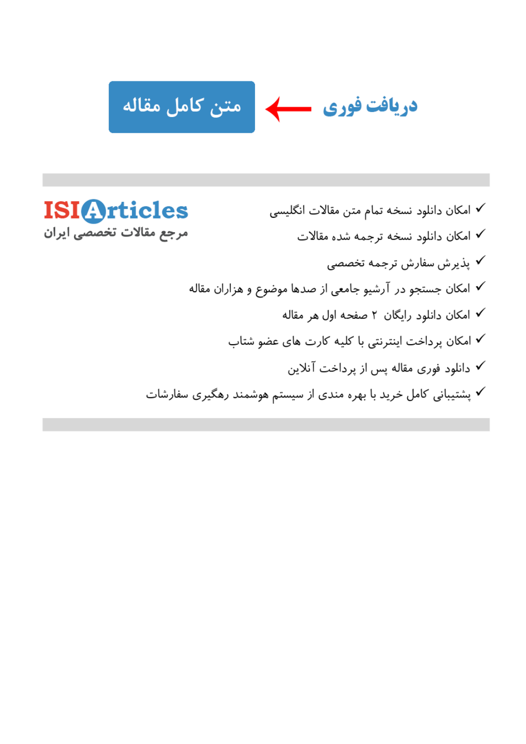دریافت فوری ← **متن کامل مقاله**

**ISIArticles**
مرجع مقالات تخصصی ایران

- ✓ امکان دانلود نسخه تمام متن مقالات انگلیسی
- ✓ امکان دانلود نسخه ترجمه شده مقالات
- ✓ پذیرش سفارش ترجمه تخصصی
- ✓ امکان جستجو در آرشیو جامعی از صدها موضوع و هزاران مقاله
- ✓ امکان دانلود رایگان ۲ صفحه اول هر مقاله
- ✓ امکان پرداخت اینترنتی با کلیه کارت های عضو شتاب
- ✓ دانلود فوری مقاله پس از پرداخت آنلاین
- ✓ پشتیبانی کامل خرید با بهره مندی از سیستم هوشمند رهگیری سفارشات